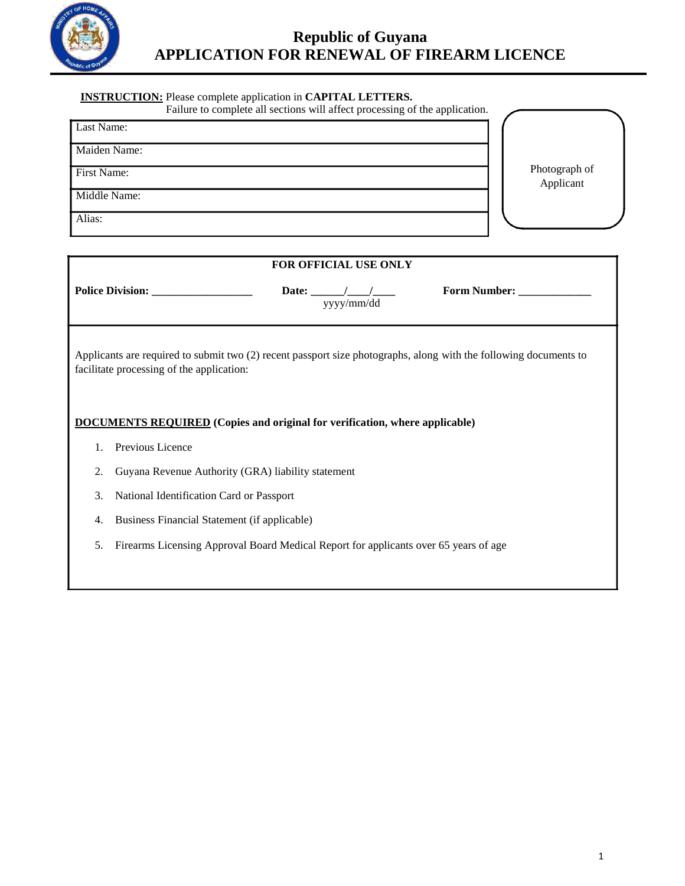# Republic of Guyana
# APPLICATION FOR RENEWAL OF FIREARM LICENCE

**INSTRUCTION:** Please complete application in **CAPITAL LETTERS.**
Failure to complete all sections will affect processing of the application.

| | |
|---|---|
| Last Name: | Photograph of Applicant |
| Maiden Name: | |
| First Name: | |
| Middle Name: | |
| Alias: | |

**FOR OFFICIAL USE ONLY**

**Police Division:** __________________ **Date:** ______/____/____ (yyyy/mm/dd) **Form Number:** _____________

Applicants are required to submit two (2) recent passport size photographs, along with the following documents to facilitate processing of the application:

**DOCUMENTS REQUIRED (Copies and original for verification, where applicable)**

1. Previous Licence
2. Guyana Revenue Authority (GRA) liability statement
3. National Identification Card or Passport
4. Business Financial Statement (if applicable)
5. Firearms Licensing Approval Board Medical Report for applicants over 65 years of age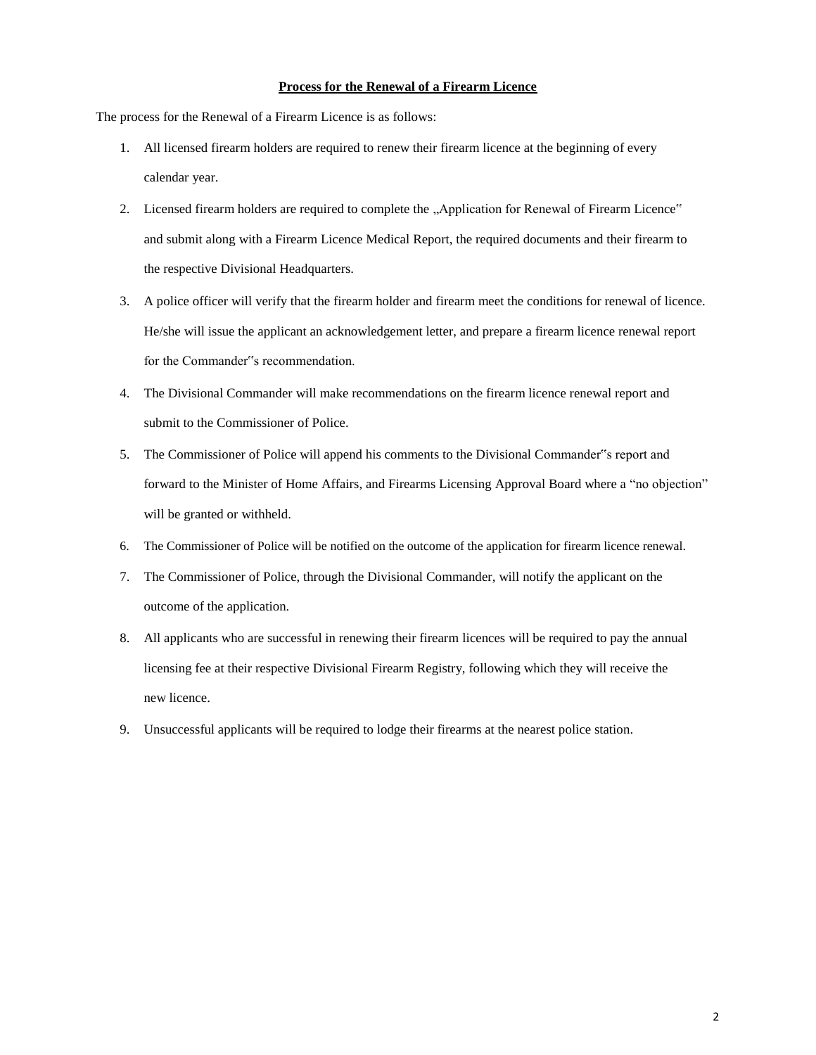**Process for the Renewal of a Firearm Licence**

The process for the Renewal of a Firearm Licence is as follows:

1. All licensed firearm holders are required to renew their firearm licence at the beginning of every calendar year.
2. Licensed firearm holders are required to complete the „Application for Renewal of Firearm Licence‟ and submit along with a Firearm Licence Medical Report, the required documents and their firearm to the respective Divisional Headquarters.
3. A police officer will verify that the firearm holder and firearm meet the conditions for renewal of licence. He/she will issue the applicant an acknowledgement letter, and prepare a firearm licence renewal report for the Commander‟s recommendation.
4. The Divisional Commander will make recommendations on the firearm licence renewal report and submit to the Commissioner of Police.
5. The Commissioner of Police will append his comments to the Divisional Commander‟s report and forward to the Minister of Home Affairs, and Firearms Licensing Approval Board where a "no objection" will be granted or withheld.
6. The Commissioner of Police will be notified on the outcome of the application for firearm licence renewal.
7. The Commissioner of Police, through the Divisional Commander, will notify the applicant on the outcome of the application.
8. All applicants who are successful in renewing their firearm licences will be required to pay the annual licensing fee at their respective Divisional Firearm Registry, following which they will receive the new licence.
9. Unsuccessful applicants will be required to lodge their firearms at the nearest police station.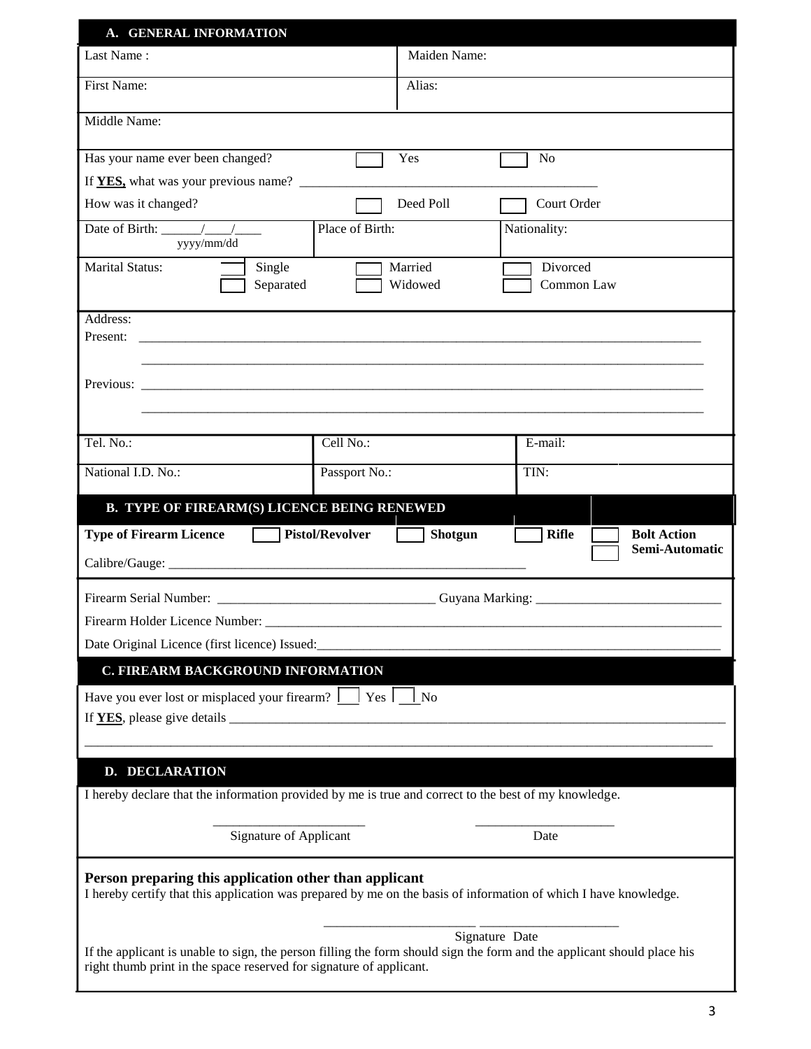## A. GENERAL INFORMATION

| | |
|---|---|
| Last Name : | Maiden Name: |
| First Name: | Alias: |
| Middle Name: | |

Has your name ever been changed? ☐ Yes ☐ No

If **YES,** what was your previous name? ______________________________________________

How was it changed? ☐ Deed Poll ☐ Court Order

| | | |
|---|---|---|
| Date of Birth: ______/____/____ yyyy/mm/dd | Place of Birth: | Nationality: |

Marital Status: ☐ Single ☐ Married ☐ Divorced ☐ Separated ☐ Widowed ☐ Common Law

Address:

Present: ____________________________________________________________________________________

____________________________________________________________________________________

Previous: ____________________________________________________________________________________

____________________________________________________________________________________

| | | |
|---|---|---|
| Tel. No.: | Cell No.: | E-mail: |
| National I.D. No.: | Passport No.: | TIN: |

## B. TYPE OF FIREARM(S) LICENCE BEING RENEWED

**Type of Firearm Licence** ☐ **Pistol/Revolver** ☐ **Shotgun** ☐ **Rifle** ☐ **Bolt Action** ☐ **Semi-Automatic**

Calibre/Gauge: ________________________________________________________

Firearm Serial Number: ________________________________ Guyana Marking: ___________________________

Firearm Holder Licence Number: ______________________________________________________________________

Date Original Licence (first licence) Issued:______________________________________________________________

## C. FIREARM BACKGROUND INFORMATION

Have you ever lost or misplaced your firearm? ☐ Yes ☐ No

If **YES**, please give details ______________________________________________________________________________

____________________________________________________________________________________________

## D. DECLARATION

I hereby declare that the information provided by me is true and correct to the best of my knowledge.

______________________ ____________________

Signature of Applicant Date

**Person preparing this application other than applicant**

I hereby certify that this application was prepared by me on the basis of information of which I have knowledge.

______________________ ____________________

Signature Date

If the applicant is unable to sign, the person filling the form should sign the form and the applicant should place his right thumb print in the space reserved for signature of applicant.